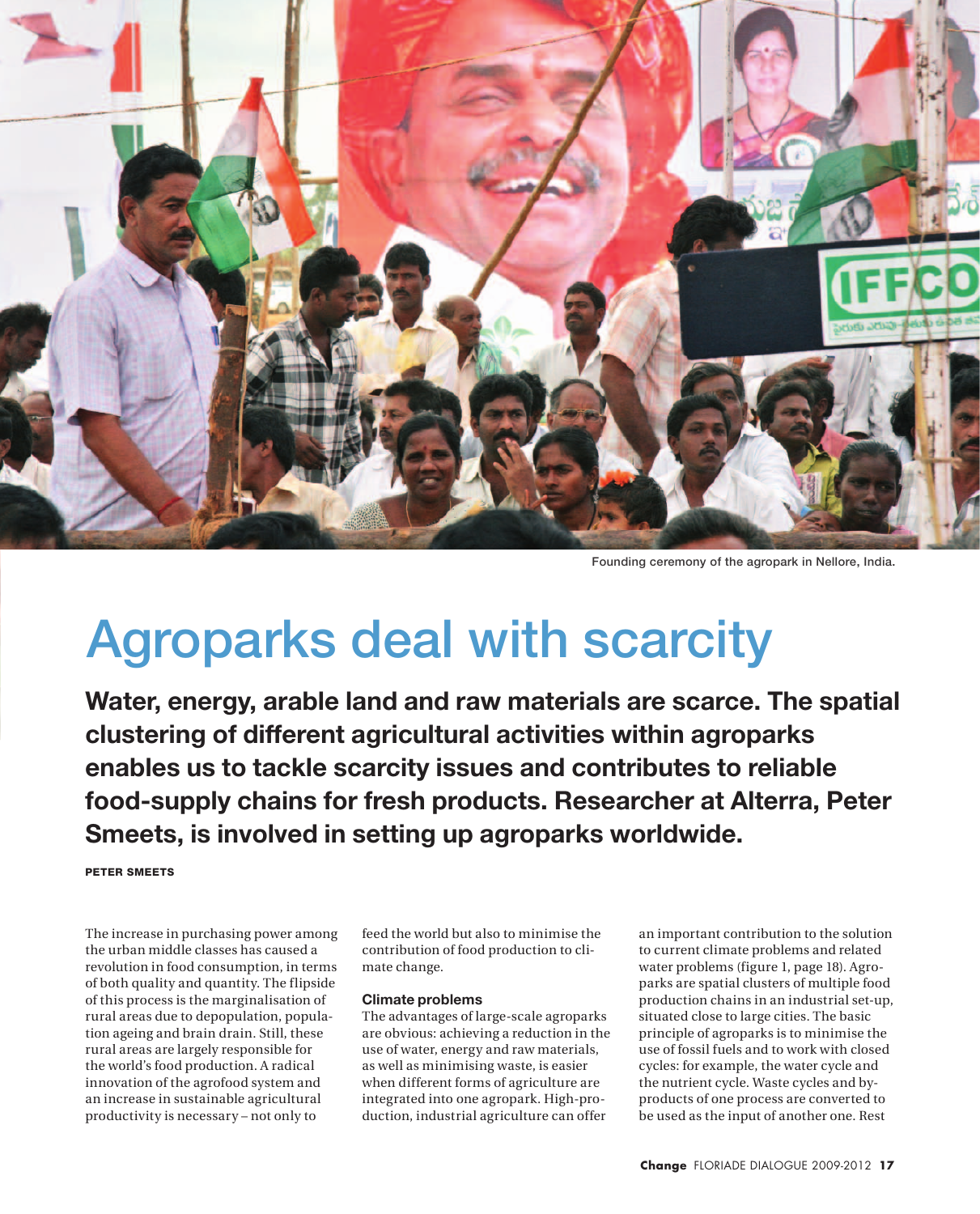Founding ceremony of the agropark in Nellore, India.

# Agroparks deal with scarcity

**Water, energy, arable land and raw materials are scarce. The spatial clustering of different agricultural activities within agroparks enables us to tackle scarcity issues and contributes to reliable food-supply chains for fresh products. Researcher at Alterra, Peter Smeets, is involved in setting up agroparks worldwide.**

**PETER SMEETS**

The increase in purchasing power among the urban middle classes has caused a revolution in food consumption, in terms of both quality and quantity. The flipside of this process is the marginalisation of rural areas due to depopulation, population ageing and brain drain. Still, these rural areas are largely responsible for the world's food production. A radical innovation of the agrofood system and an increase in sustainable agricultural productivity is necessary – not only to feed the world but also to minimise the contribution of food production to climate change.

### Climate problems

The advantages of large-scale agroparks are obvious: achieving a reduction in the use of water, energy and raw materials, as well as minimising waste, is easier when different forms of agriculture are integrated into one agropark. High-production, industrial agriculture can offer an important contribution to the solution to current climate problems and related water problems (figure 1, page 18). Agroparks are spatial clusters of multiple food production chains in an industrial set-up, situated close to large cities. The basic principle of agroparks is to minimise the use of fossil fuels and to work with closed cycles: for example, the water cycle and the nutrient cycle. Waste cycles and by-products of one process are converted to be used as the input of another one. Rest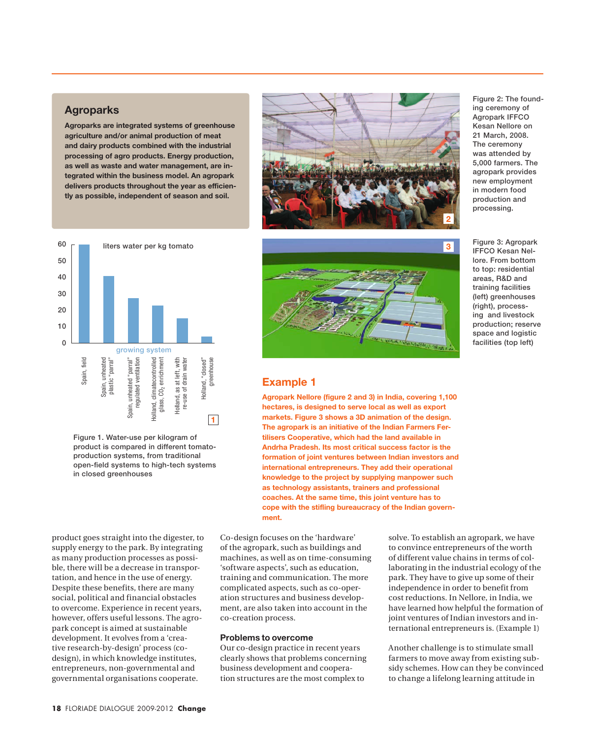## Agroparks

**Agroparks are integrated systems of greenhouse agriculture and/or animal production of meat and dairy products combined with the industrial processing of agro products. Energy production, as well as waste and water management, are integrated within the business model. An agropark delivers products throughout the year as efficiently as possible, independent of season and soil.**

Figure 1. Water-use per kilogram of product is compared in different tomato-production systems, from traditional open-field systems to high-tech systems in closed greenhouses

Figure 2: The founding ceremony of Agropark IFFCO Kesan Nellore on 21 March, 2008. The ceremony was attended by 5,000 farmers. The agropark provides new employment in modern food production and processing.

Figure 3: Agropark IFFCO Kesan Nellore. From bottom to top: residential areas, R&D and training facilities (left) greenhouses (right), processing and livestock production; reserve space and logistic facilities (top left)

## Example 1

**Agropark Nellore (figure 2 and 3) in India, covering 1,100 hectares, is designed to serve local as well as export markets. Figure 3 shows a 3D animation of the design. The agropark is an initiative of the Indian Farmers Fertilisers Cooperative, which had the land available in Andrha Pradesh. Its most critical success factor is the formation of joint ventures between Indian investors and international entrepreneurs. They add their operational knowledge to the project by supplying manpower such as technology assistants, trainers and professional coaches. At the same time, this joint venture has to cope with the stifling bureaucracy of the Indian government.**

product goes straight into the digester, to supply energy to the park. By integrating as many production processes as possible, there will be a decrease in transportation, and hence in the use of energy. Despite these benefits, there are many social, political and financial obstacles to overcome. Experience in recent years, however, offers useful lessons. The agropark concept is aimed at sustainable development. It evolves from a 'creative research-by-design' process (co-design), in which knowledge institutes, entrepreneurs, non-governmental and governmental organisations cooperate.

Co-design focuses on the 'hardware' of the agropark, such as buildings and machines, as well as on time-consuming 'software aspects', such as education, training and communication. The more complicated aspects, such as co-operation structures and business development, are also taken into account in the co-creation process.

### Problems to overcome

Our co-design practice in recent years clearly shows that problems concerning business development and cooperation structures are the most complex to solve. To establish an agropark, we have to convince entrepreneurs of the worth of different value chains in terms of collaborating in the industrial ecology of the park. They have to give up some of their independence in order to benefit from cost reductions. In Nellore, in India, we have learned how helpful the formation of joint ventures of Indian investors and international entrepreneurs is. (Example 1)

Another challenge is to stimulate small farmers to move away from existing subsidy schemes. How can they be convinced to change a lifelong learning attitude in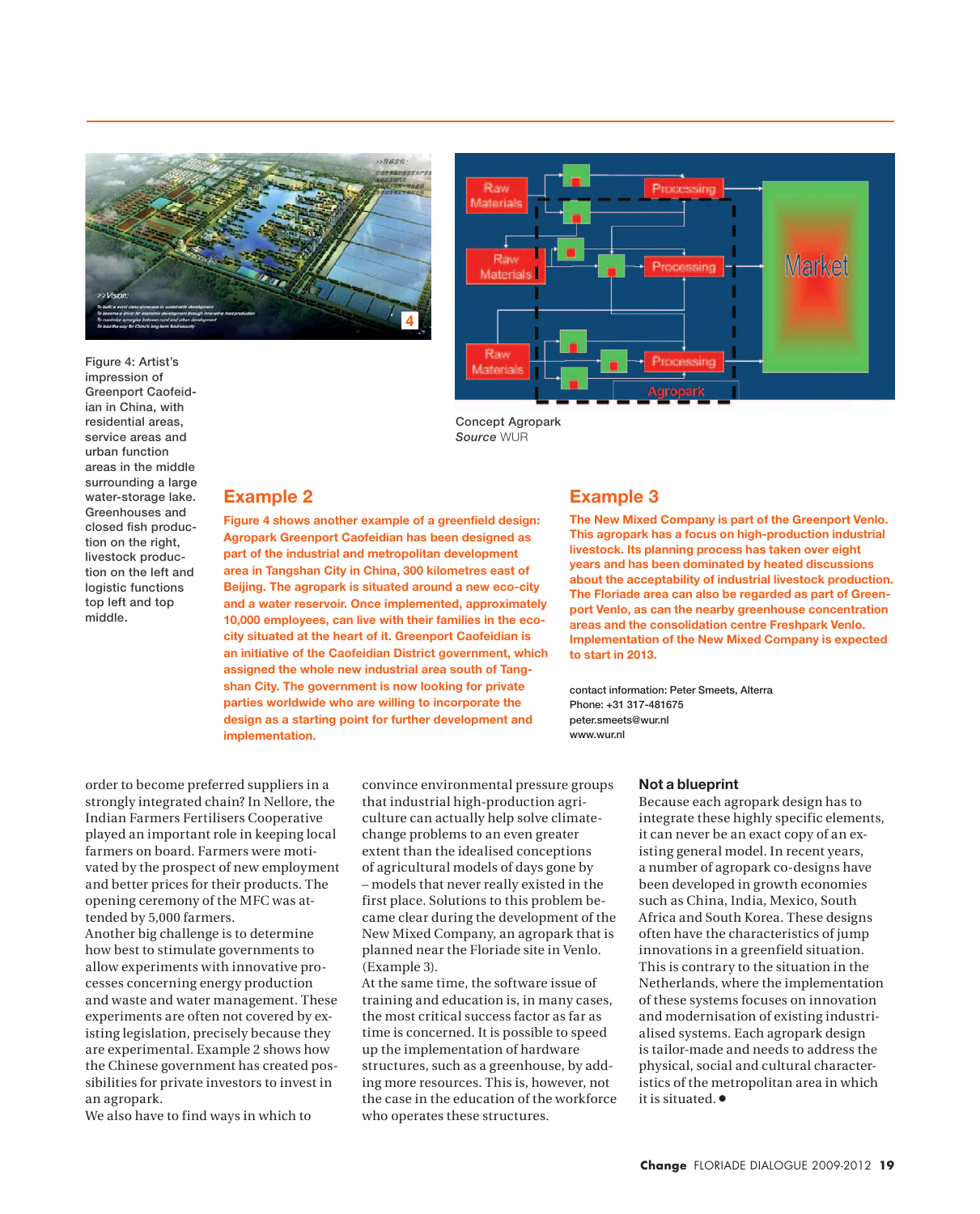Figure 4: Artist's impression of Greenport Caofeidian in China, with residential areas, service areas and urban function areas in the middle surrounding a large water-storage lake. Greenhouses and closed fish production on the right, livestock production on the left and logistic functions top left and top middle.

Concept Agropark
*Source* WUR

## Example 2

**Figure 4 shows another example of a greenfield design: Agropark Greenport Caofeidian has been designed as part of the industrial and metropolitan development area in Tangshan City in China, 300 kilometres east of Beijing. The agropark is situated around a new eco-city and a water reservoir. Once implemented, approximately 10,000 employees, can live with their families in the eco-city situated at the heart of it. Greenport Caofeidian is an initiative of the Caofeidian District government, which assigned the whole new industrial area south of Tangshan City. The government is now looking for private parties worldwide who are willing to incorporate the design as a starting point for further development and implementation.**

## Example 3

**The New Mixed Company is part of the Greenport Venlo. This agropark has a focus on high-production industrial livestock. Its planning process has taken over eight years and has been dominated by heated discussions about the acceptability of industrial livestock production. The Floriade area can also be regarded as part of Greenport Venlo, as can the nearby greenhouse concentration areas and the consolidation centre Freshpark Venlo. Implementation of the New Mixed Company is expected to start in 2013.**

contact information: Peter Smeets, Alterra
Phone: +31 317-481675
peter.smeets@wur.nl
www.wur.nl

order to become preferred suppliers in a strongly integrated chain? In Nellore, the Indian Farmers Fertilisers Cooperative played an important role in keeping local farmers on board. Farmers were motivated by the prospect of new employment and better prices for their products. The opening ceremony of the MFC was attended by 5,000 farmers.
Another big challenge is to determine how best to stimulate governments to allow experiments with innovative processes concerning energy production and waste and water management. These experiments are often not covered by existing legislation, precisely because they are experimental. Example 2 shows how the Chinese government has created possibilities for private investors to invest in an agropark.
We also have to find ways in which to convince environmental pressure groups that industrial high-production agriculture can actually help solve climate-change problems to an even greater extent than the idealised conceptions of agricultural models of days gone by – models that never really existed in the first place. Solutions to this problem became clear during the development of the New Mixed Company, an agropark that is planned near the Floriade site in Venlo. (Example 3).
At the same time, the software issue of training and education is, in many cases, the most critical success factor as far as time is concerned. It is possible to speed up the implementation of hardware structures, such as a greenhouse, by adding more resources. This is, however, not the case in the education of the workforce who operates these structures.

### Not a blueprint

Because each agropark design has to integrate these highly specific elements, it can never be an exact copy of an existing general model. In recent years, a number of agropark co-designs have been developed in growth economies such as China, India, Mexico, South Africa and South Korea. These designs often have the characteristics of jump innovations in a greenfield situation. This is contrary to the situation in the Netherlands, where the implementation of these systems focuses on innovation and modernisation of existing industrialised systems. Each agropark design is tailor-made and needs to address the physical, social and cultural characteristics of the metropolitan area in which it is situated. ●